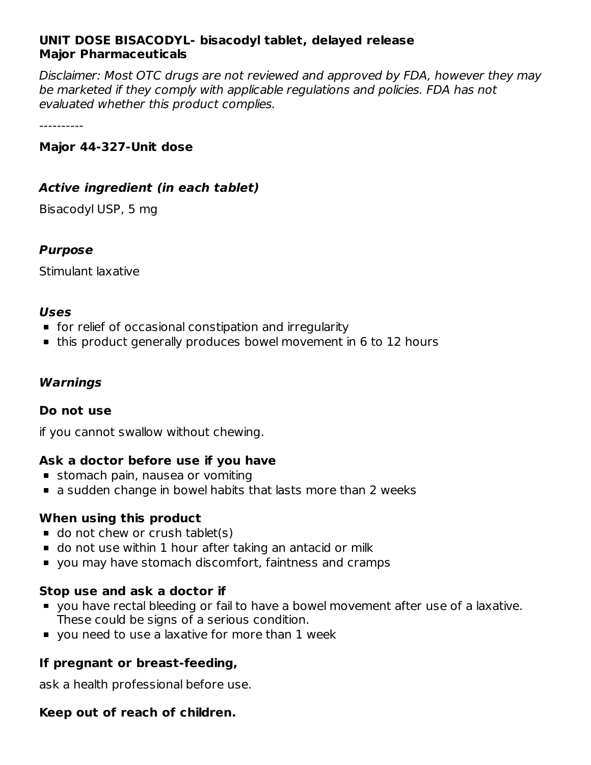**UNIT DOSE BISACODYL- bisacodyl tablet, delayed release**
**Major Pharmaceuticals**

*Disclaimer: Most OTC drugs are not reviewed and approved by FDA, however they may be marketed if they comply with applicable regulations and policies. FDA has not evaluated whether this product complies.*

----------

**Major 44-327-Unit dose**

### ***Active ingredient (in each tablet)***

Bisacodyl USP, 5 mg

### ***Purpose***

Stimulant laxative

### ***Uses***

- for relief of occasional constipation and irregularity
- this product generally produces bowel movement in 6 to 12 hours

### ***Warnings***

#### **Do not use**

if you cannot swallow without chewing.

#### **Ask a doctor before use if you have**

- stomach pain, nausea or vomiting
- a sudden change in bowel habits that lasts more than 2 weeks

#### **When using this product**

- do not chew or crush tablet(s)
- do not use within 1 hour after taking an antacid or milk
- you may have stomach discomfort, faintness and cramps

#### **Stop use and ask a doctor if**

- you have rectal bleeding or fail to have a bowel movement after use of a laxative. These could be signs of a serious condition.
- you need to use a laxative for more than 1 week

#### **If pregnant or breast-feeding,**

ask a health professional before use.

#### **Keep out of reach of children.**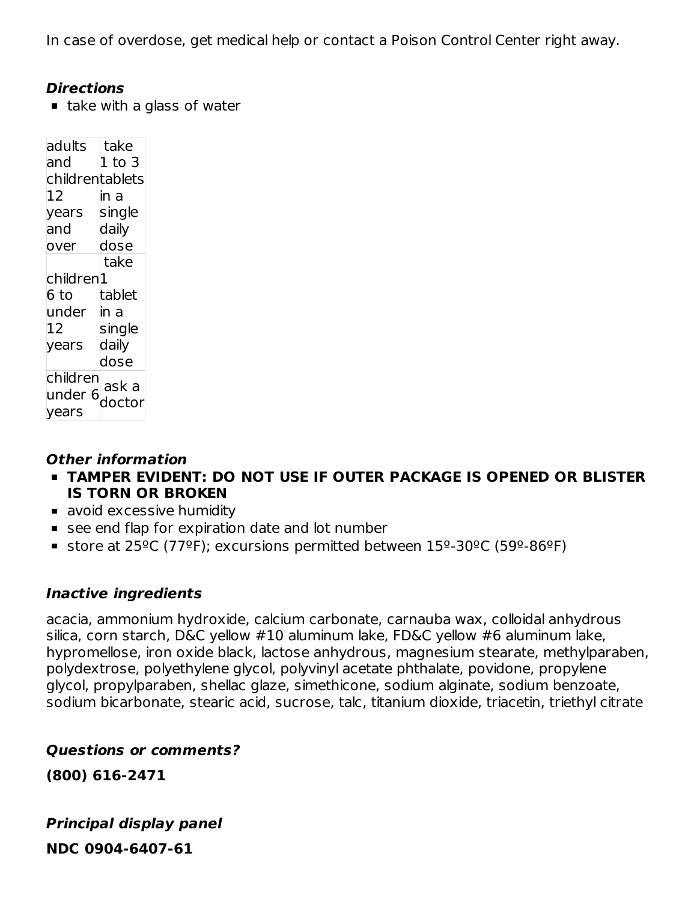In case of overdose, get medical help or contact a Poison Control Center right away.

***Directions***

- take with a glass of water

| | |
|---|---|
| adults and children 12 years and over | take 1 to 3 tablets in a single daily dose |
| children 6 to under 12 years | take 1 tablet in a single daily dose |
| children under 6 years | ask a doctor |

***Other information***

- **TAMPER EVIDENT: DO NOT USE IF OUTER PACKAGE IS OPENED OR BLISTER IS TORN OR BROKEN**
- avoid excessive humidity
- see end flap for expiration date and lot number
- store at 25ºC (77ºF); excursions permitted between 15º-30ºC (59º-86ºF)

***Inactive ingredients***

acacia, ammonium hydroxide, calcium carbonate, carnauba wax, colloidal anhydrous silica, corn starch, D&C yellow #10 aluminum lake, FD&C yellow #6 aluminum lake, hypromellose, iron oxide black, lactose anhydrous, magnesium stearate, methylparaben, polydextrose, polyethylene glycol, polyvinyl acetate phthalate, povidone, propylene glycol, propylparaben, shellac glaze, simethicone, sodium alginate, sodium benzoate, sodium bicarbonate, stearic acid, sucrose, talc, titanium dioxide, triacetin, triethyl citrate

***Questions or comments?***

**(800) 616-2471**

***Principal display panel***

**NDC 0904-6407-61**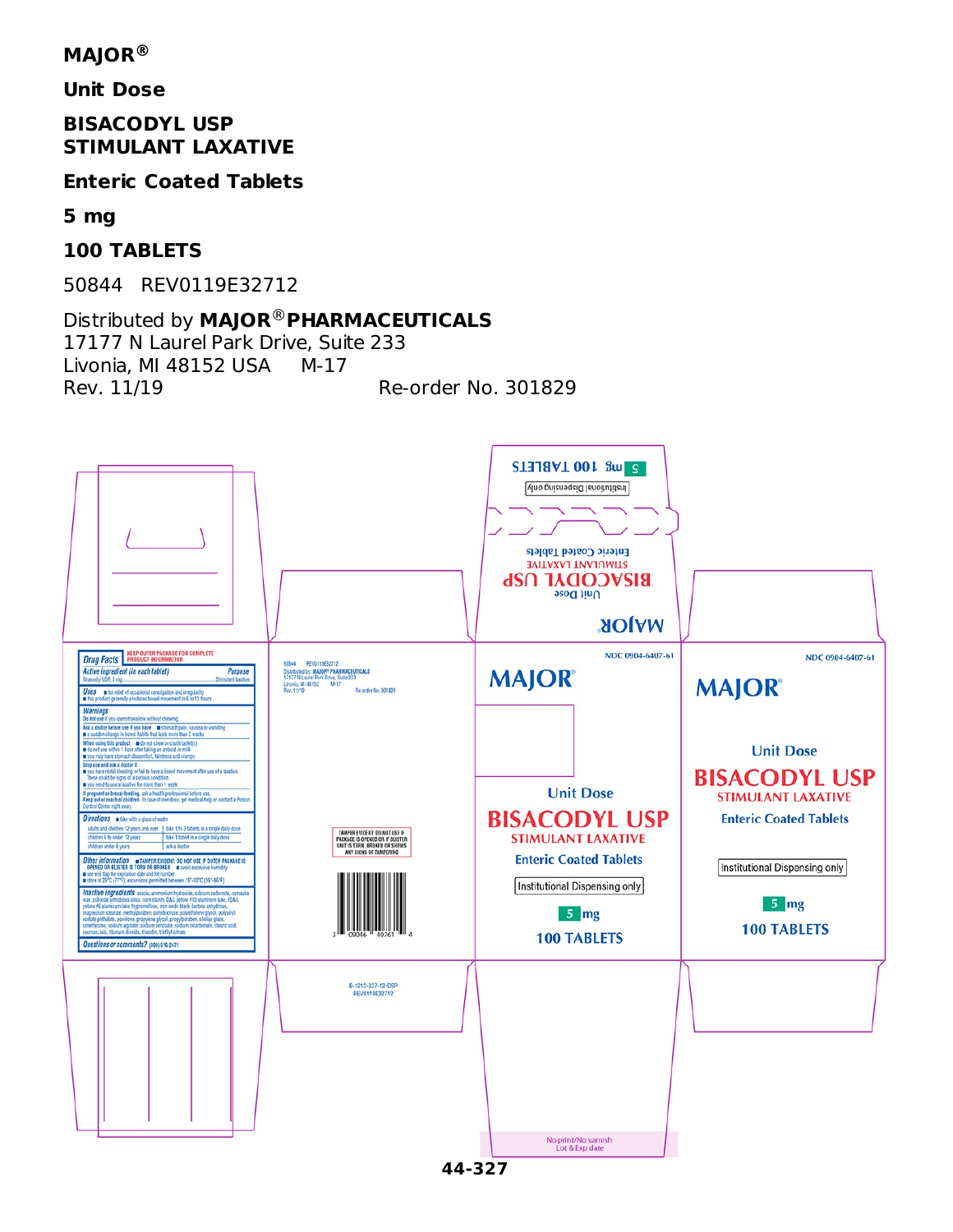**MAJOR®**

**Unit Dose**

**BISACODYL USP**
**STIMULANT LAXATIVE**

**Enteric Coated Tablets**

**5 mg**

**100 TABLETS**

50844 REV0119E32712

Distributed by **MAJOR® PHARMACEUTICALS**
17177 N Laurel Park Drive, Suite 233
Livonia, MI 48152 USA M-17
Rev. 11/19 Re-order No. 301829

5 mg 100 TABLETS

Institutional Dispensing only

Enteric Coated Tablets
STIMULANT LAXATIVE
BISACODYL USP
Unit Dose

MAJOR®

**Drug Facts** KEEP OUTER PACKAGE FOR COMPLETE PRODUCT INFORMATION

**Active ingredient (in each tablet)** — **Purpose**
Bisacodyl USP, 5 mg — Stimulant laxative

**Uses**
- for relief of occasional constipation and irregularity
- this product generally produces bowel movement in 6 to 12 hours

**Warnings**
**Do not use** if you cannot swallow without chewing
**Ask a doctor before use if you have**
- stomach pain, nausea or vomiting
- a sudden change in bowel habits that lasts more than 2 weeks

**When using this product**
- do not chew or crush tablet(s)
- do not use within 1 hour after taking an antacid or milk
- you may have stomach discomfort, faintness and cramps

**Stop use and ask a doctor if**
- you have rectal bleeding or fail to have a bowel movement after use of a laxative. These could be signs of a serious condition.
- you need to use a laxative for more than 1 week

**If pregnant or breast-feeding,** ask a health professional before use.
**Keep out of reach of children.** In case of overdose, get medical help or contact a Poison Control Center right away.

**Directions**
- take with a glass of water

| | |
|---|---|
| adults and children 12 years and over | take 1 to 3 tablets in a single daily dose |
| children 6 to under 12 years | take 1 tablet in a single daily dose |
| children under 6 years | ask a doctor |

**Other information**
- TAMPER EVIDENT: DO NOT USE IF OUTER PACKAGE IS OPENED OR BLISTER IS TORN OR BROKEN
- avoid excessive humidity
- see end flap for expiration date and lot number
- store at 25°C (77°F); excursions permitted between 15°-30°C (59°-86°F)

**Inactive ingredients** acacia, ammonium hydroxide, calcium carbonate, carnauba wax, colloidal anhydrous silica, corn starch, D&C yellow #10 aluminum lake, FD&C yellow #6 aluminum lake, hypromellose, iron oxide black, lactose anhydrous, magnesium stearate, methylparaben, polydextrose, polyethylene glycol, polyvinyl acetate phthalate, povidone, propylene glycol, propylparaben, shellac glaze, simethicone, sodium alginate, sodium benzoate, sodium bicarbonate, stearic acid, sucrose, talc, titanium dioxide, triacetin, triethyl citrate

**Questions or comments?** (800) 616-2471

50844 REV0119E32712
Distributed by: MAJOR® PHARMACEUTICALS
17177 N Laurel Park Drive, Suite 233
Livonia, MI 48152 M-17
Rev. 11/19 Re-order No. 301829

TAMPER EVIDENT: DO NOT USE IF PACKAGE IS OPENED OR IF BLISTER UNIT IS TORN, BROKEN OR SHOWS ANY SIGNS OF TAMPERING

3 09046 40761 4

NDC 0904-6407-61

MAJOR®

Unit Dose
BISACODYL USP
STIMULANT LAXATIVE
Enteric Coated Tablets

Institutional Dispensing only

5 mg

100 TABLETS

NDC 0904-6407-61

MAJOR®

Unit Dose
BISACODYL USP
STIMULANT LAXATIVE
Enteric Coated Tablets

Institutional Dispensing only

5 mg

100 TABLETS

B-1212-327-12-DSP
REV0119E32712

No print/No varnish
Lot & Exp date

44-327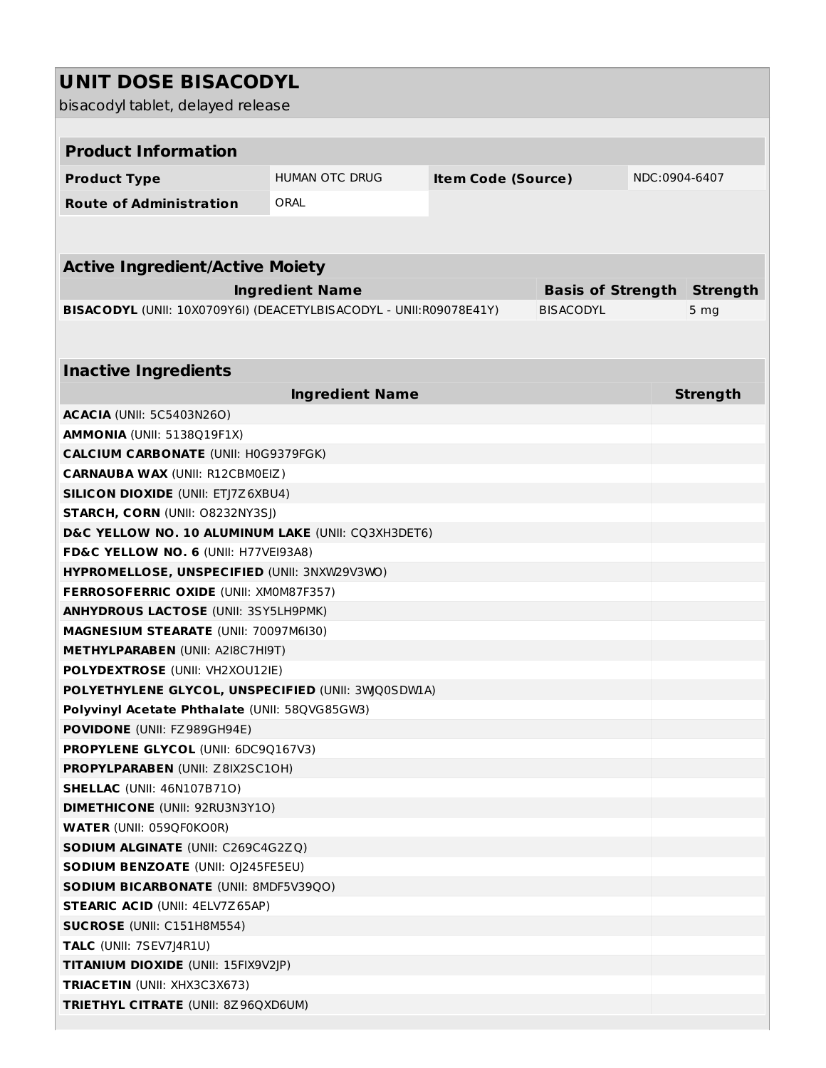# UNIT DOSE BISACODYL

bisacodyl tablet, delayed release

| **Product Information** | | | |
|---|---|---|---|
| **Product Type** | HUMAN OTC DRUG | **Item Code (Source)** | NDC:0904-6407 |
| **Route of Administration** | ORAL | | |

| **Active Ingredient/Active Moiety** | | |
|---|---|---|
| **Ingredient Name** | **Basis of Strength** | **Strength** |
| **BISACODYL** (UNII: 10X0709Y6I) (DEACETYLBISACODYL - UNII:R09078E41Y) | BISACODYL | 5 mg |

| **Inactive Ingredients** | |
|---|---|
| **Ingredient Name** | **Strength** |
| **ACACIA** (UNII: 5C5403N26O) | |
| **AMMONIA** (UNII: 5138Q19F1X) | |
| **CALCIUM CARBONATE** (UNII: H0G9379FGK) | |
| **CARNAUBA WAX** (UNII: R12CBM0EIZ) | |
| **SILICON DIOXIDE** (UNII: ETJ7Z6XBU4) | |
| **STARCH, CORN** (UNII: O8232NY3SJ) | |
| **D&C YELLOW NO. 10 ALUMINUM LAKE** (UNII: CQ3XH3DET6) | |
| **FD&C YELLOW NO. 6** (UNII: H77VEI93A8) | |
| **HYPROMELLOSE, UNSPECIFIED** (UNII: 3NXW29V3WO) | |
| **FERROSOFERRIC OXIDE** (UNII: XM0M87F357) | |
| **ANHYDROUS LACTOSE** (UNII: 3SY5LH9PMK) | |
| **MAGNESIUM STEARATE** (UNII: 70097M6I30) | |
| **METHYLPARABEN** (UNII: A2I8C7HI9T) | |
| **POLYDEXTROSE** (UNII: VH2XOU12IE) | |
| **POLYETHYLENE GLYCOL, UNSPECIFIED** (UNII: 3WJQ0SDW1A) | |
| **Polyvinyl Acetate Phthalate** (UNII: 58QVG85GW3) | |
| **POVIDONE** (UNII: FZ989GH94E) | |
| **PROPYLENE GLYCOL** (UNII: 6DC9Q167V3) | |
| **PROPYLPARABEN** (UNII: Z8IX2SC1OH) | |
| **SHELLAC** (UNII: 46N107B71O) | |
| **DIMETHICONE** (UNII: 92RU3N3Y1O) | |
| **WATER** (UNII: 059QF0KO0R) | |
| **SODIUM ALGINATE** (UNII: C269C4G2ZQ) | |
| **SODIUM BENZOATE** (UNII: OJ245FE5EU) | |
| **SODIUM BICARBONATE** (UNII: 8MDF5V39QO) | |
| **STEARIC ACID** (UNII: 4ELV7Z65AP) | |
| **SUCROSE** (UNII: C151H8M554) | |
| **TALC** (UNII: 7SEV7J4R1U) | |
| **TITANIUM DIOXIDE** (UNII: 15FIX9V2JP) | |
| **TRIACETIN** (UNII: XHX3C3X673) | |
| **TRIETHYL CITRATE** (UNII: 8Z96QXD6UM) | |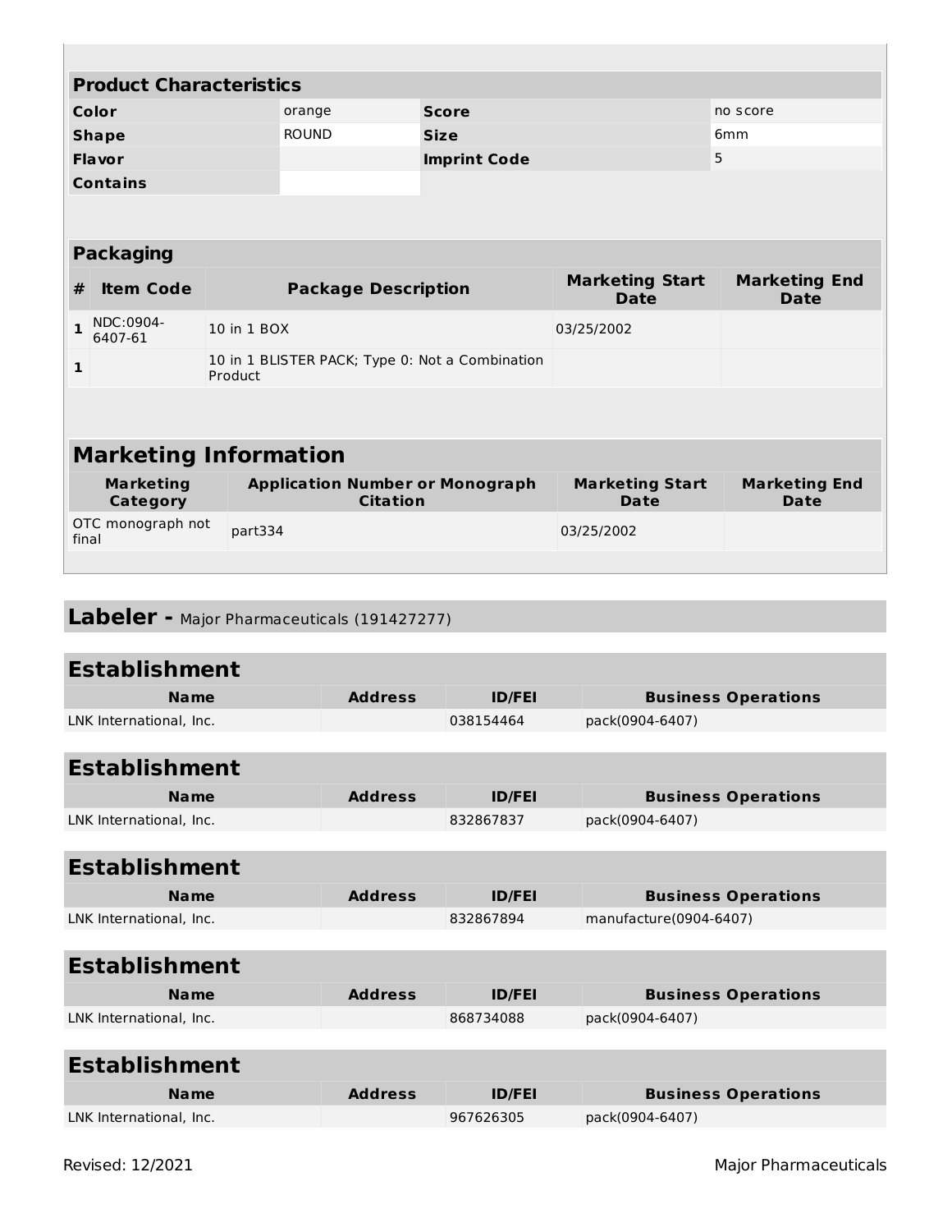| Product Characteristics | | | |
|---|---|---|---|
| Color | orange | Score | no score |
| Shape | ROUND | Size | 6mm |
| Flavor | | Imprint Code | 5 |
| Contains | | | |

## Packaging

| # | Item Code | Package Description | Marketing Start Date | Marketing End Date |
|---|---|---|---|---|
| 1 | NDC:0904-6407-61 | 10 in 1 BOX | 03/25/2002 | |
| 1 | | 10 in 1 BLISTER PACK; Type 0: Not a Combination Product | | |

## Marketing Information

| Marketing Category | Application Number or Monograph Citation | Marketing Start Date | Marketing End Date |
|---|---|---|---|
| OTC monograph not final | part334 | 03/25/2002 | |

## Labeler - Major Pharmaceuticals (191427277)

## Establishment

| Name | Address | ID/FEI | Business Operations |
|---|---|---|---|
| LNK International, Inc. | | 038154464 | pack(0904-6407) |

## Establishment

| Name | Address | ID/FEI | Business Operations |
|---|---|---|---|
| LNK International, Inc. | | 832867837 | pack(0904-6407) |

## Establishment

| Name | Address | ID/FEI | Business Operations |
|---|---|---|---|
| LNK International, Inc. | | 832867894 | manufacture(0904-6407) |

## Establishment

| Name | Address | ID/FEI | Business Operations |
|---|---|---|---|
| LNK International, Inc. | | 868734088 | pack(0904-6407) |

## Establishment

| Name | Address | ID/FEI | Business Operations |
|---|---|---|---|
| LNK International, Inc. | | 967626305 | pack(0904-6407) |

Revised: 12/2021

Major Pharmaceuticals